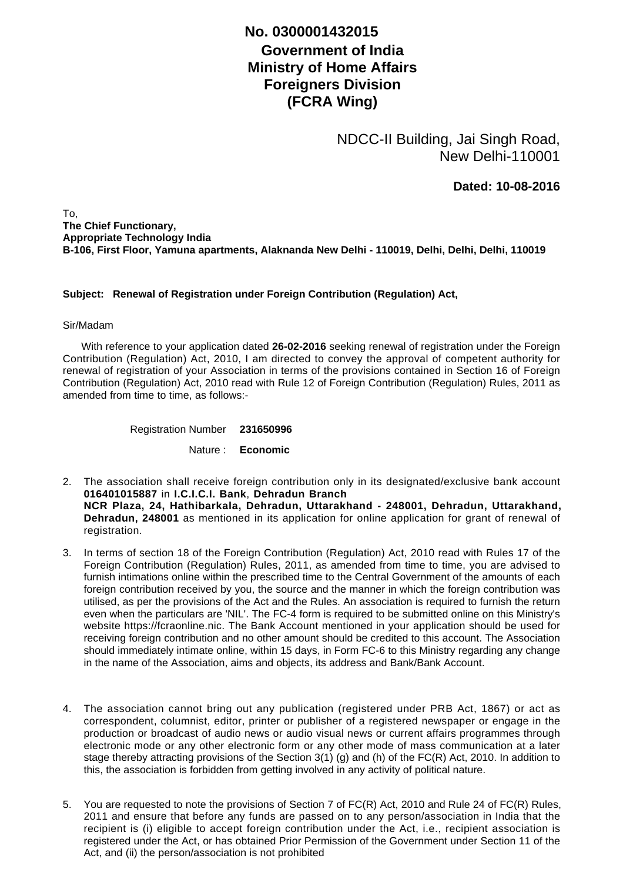**No. 0300001432015**

**Government of India**
**Ministry of Home Affairs**
**Foreigners Division**
**(FCRA Wing)**

NDCC-II Building, Jai Singh Road,
New Delhi-110001

**Dated: 10-08-2016**

To,
**The Chief Functionary,**
**Appropriate Technology India**
**B-106, First Floor, Yamuna apartments, Alaknanda New Delhi - 110019, Delhi, Delhi, Delhi, 110019**

**Subject: Renewal of Registration under Foreign Contribution (Regulation) Act,**

Sir/Madam

With reference to your application dated **26-02-2016** seeking renewal of registration under the Foreign Contribution (Regulation) Act, 2010, I am directed to convey the approval of competent authority for renewal of registration of your Association in terms of the provisions contained in Section 16 of Foreign Contribution (Regulation) Act, 2010 read with Rule 12 of Foreign Contribution (Regulation) Rules, 2011 as amended from time to time, as follows:-

Registration Number **231650996**

Nature : **Economic**

2. The association shall receive foreign contribution only in its designated/exclusive bank account **016401015887** in **I.C.I.C.I. Bank**, **Dehradun Branch NCR Plaza, 24, Hathibarkala, Dehradun, Uttarakhand - 248001, Dehradun, Uttarakhand, Dehradun, 248001** as mentioned in its application for online application for grant of renewal of registration.

3. In terms of section 18 of the Foreign Contribution (Regulation) Act, 2010 read with Rules 17 of the Foreign Contribution (Regulation) Rules, 2011, as amended from time to time, you are advised to furnish intimations online within the prescribed time to the Central Government of the amounts of each foreign contribution received by you, the source and the manner in which the foreign contribution was utilised, as per the provisions of the Act and the Rules. An association is required to furnish the return even when the particulars are 'NIL'. The FC-4 form is required to be submitted online on this Ministry's website https://fcraonline.nic. The Bank Account mentioned in your application should be used for receiving foreign contribution and no other amount should be credited to this account. The Association should immediately intimate online, within 15 days, in Form FC-6 to this Ministry regarding any change in the name of the Association, aims and objects, its address and Bank/Bank Account.

4. The association cannot bring out any publication (registered under PRB Act, 1867) or act as correspondent, columnist, editor, printer or publisher of a registered newspaper or engage in the production or broadcast of audio news or audio visual news or current affairs programmes through electronic mode or any other electronic form or any other mode of mass communication at a later stage thereby attracting provisions of the Section 3(1) (g) and (h) of the FC(R) Act, 2010. In addition to this, the association is forbidden from getting involved in any activity of political nature.

5. You are requested to note the provisions of Section 7 of FC(R) Act, 2010 and Rule 24 of FC(R) Rules, 2011 and ensure that before any funds are passed on to any person/association in India that the recipient is (i) eligible to accept foreign contribution under the Act, i.e., recipient association is registered under the Act, or has obtained Prior Permission of the Government under Section 11 of the Act, and (ii) the person/association is not prohibited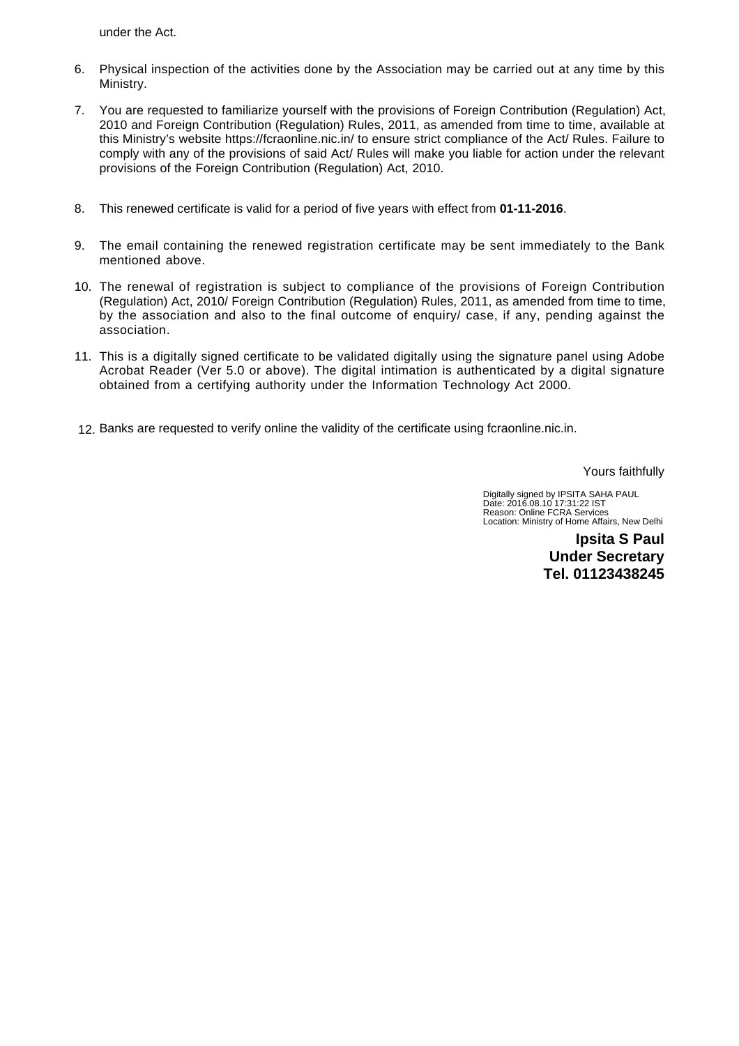under the Act.

6. Physical inspection of the activities done by the Association may be carried out at any time by this Ministry.

7. You are requested to familiarize yourself with the provisions of Foreign Contribution (Regulation) Act, 2010 and Foreign Contribution (Regulation) Rules, 2011, as amended from time to time, available at this Ministry's website https://fcraonline.nic.in/ to ensure strict compliance of the Act/ Rules. Failure to comply with any of the provisions of said Act/ Rules will make you liable for action under the relevant provisions of the Foreign Contribution (Regulation) Act, 2010.

8. This renewed certificate is valid for a period of five years with effect from **01-11-2016**.

9. The email containing the renewed registration certificate may be sent immediately to the Bank mentioned above.

10. The renewal of registration is subject to compliance of the provisions of Foreign Contribution (Regulation) Act, 2010/ Foreign Contribution (Regulation) Rules, 2011, as amended from time to time, by the association and also to the final outcome of enquiry/ case, if any, pending against the association.

11. This is a digitally signed certificate to be validated digitally using the signature panel using Adobe Acrobat Reader (Ver 5.0 or above). The digital intimation is authenticated by a digital signature obtained from a certifying authority under the Information Technology Act 2000.

12. Banks are requested to verify online the validity of the certificate using fcraonline.nic.in.

Yours faithfully

Digitally signed by IPSITA SAHA PAUL
Date: 2016.08.10 17:31:22 IST
Reason: Online FCRA Services
Location: Ministry of Home Affairs, New Delhi

**Ipsita S Paul**
**Under Secretary**
**Tel. 01123438245**